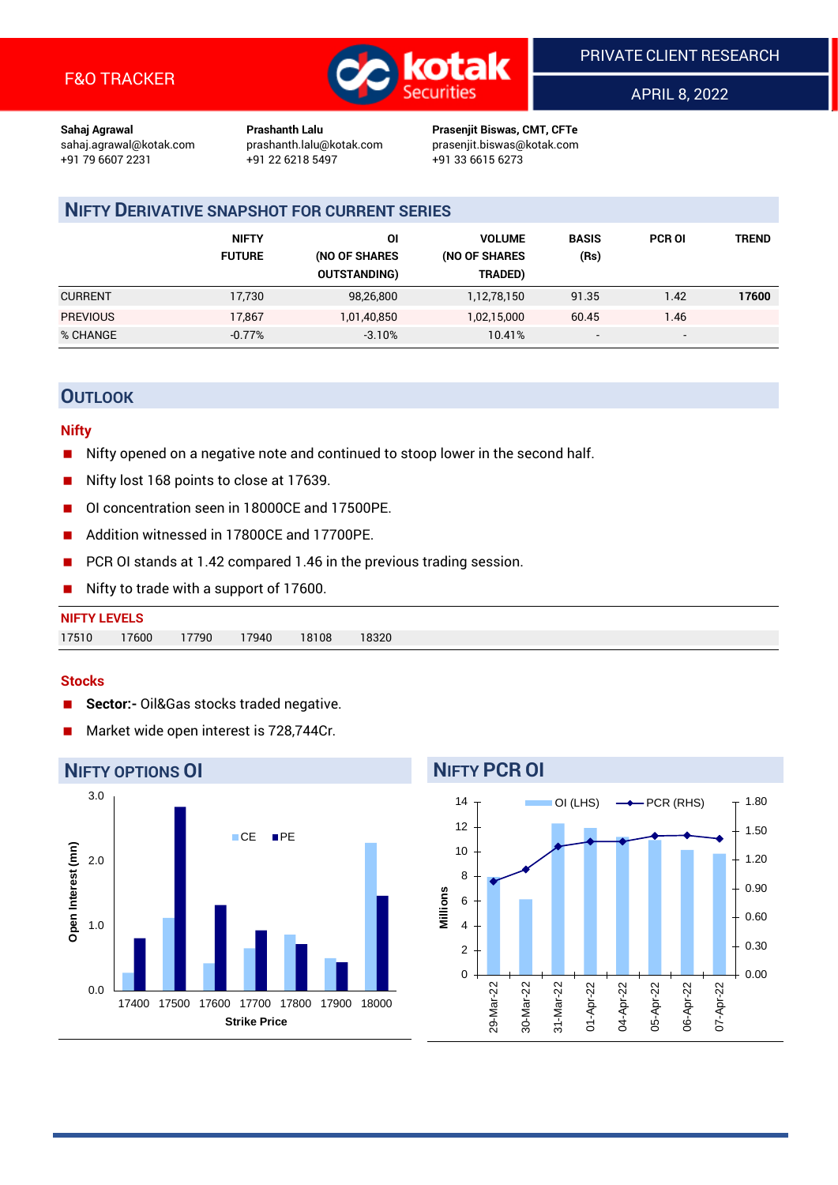F&O TRACKER

PRIVATE CLIENT RESEARCH

APRIL 8, 2022

**Sahaj Agrawal**
sahaj.agrawal@kotak.com
+91 79 6607 2231

**Prashanth Lalu**
prashanth.lalu@kotak.com
+91 22 6218 5497

**Prasenjit Biswas, CMT, CFTe**
prasenjit.biswas@kotak.com
+91 33 6615 6273

## NIFTY DERIVATIVE SNAPSHOT FOR CURRENT SERIES

| | NIFTY FUTURE | OI (NO OF SHARES OUTSTANDING) | VOLUME (NO OF SHARES TRADED) | BASIS (Rs) | PCR OI | TREND |
|---|---|---|---|---|---|---|
| CURRENT | 17,730 | 98,26,800 | 1,12,78,150 | 91.35 | 1.42 | **17600** |
| PREVIOUS | 17,867 | 1,01,40,850 | 1,02,15,000 | 60.45 | 1.46 | |
| % CHANGE | -0.77% | -3.10% | 10.41% | - | - | |

## OUTLOOK

### Nifty

- Nifty opened on a negative note and continued to stoop lower in the second half.
- Nifty lost 168 points to close at 17639.
- OI concentration seen in 18000CE and 17500PE.
- Addition witnessed in 17800CE and 17700PE.
- PCR OI stands at 1.42 compared 1.46 in the previous trading session.
- Nifty to trade with a support of 17600.

**NIFTY LEVELS**

| 17510 | 17600 | 17790 | 17940 | 18108 | 18320 |
|---|---|---|---|---|---|

### Stocks

- **Sector:-** Oil&Gas stocks traded negative.
- Market wide open interest is 728,744Cr.

## NIFTY OPTIONS OI

## NIFTY PCR OI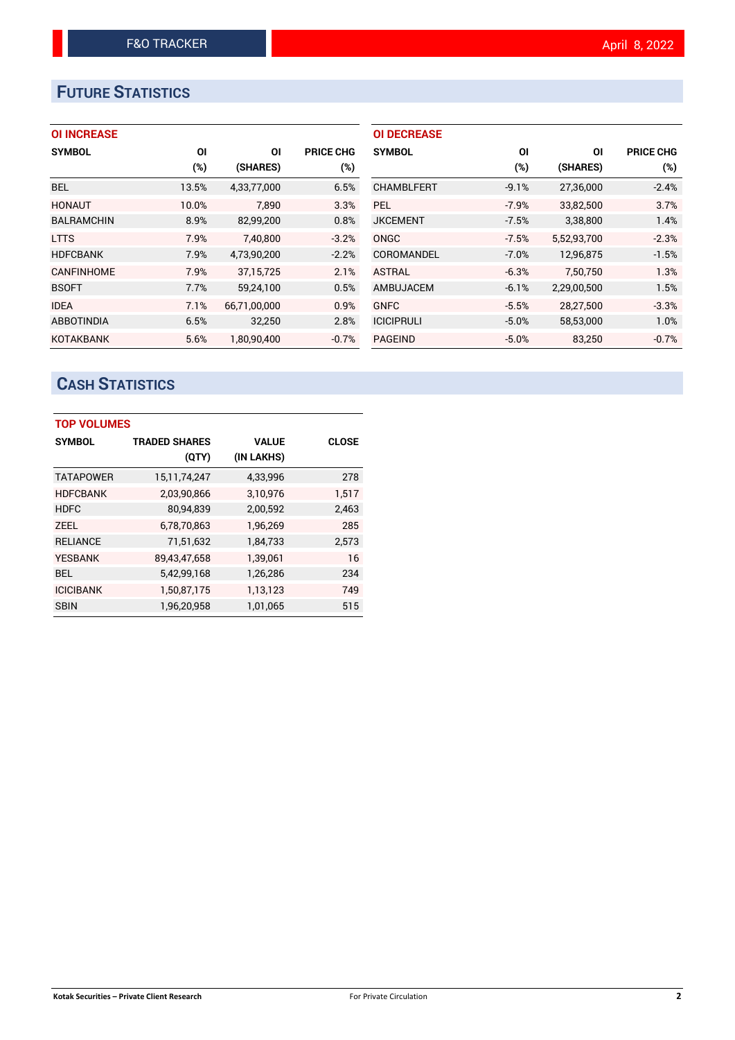## FUTURE STATISTICS

### OI INCREASE

| SYMBOL | OI (%) | OI (SHARES) | PRICE CHG (%) |
|---|---|---|---|
| BEL | 13.5% | 4,33,77,000 | 6.5% |
| HONAUT | 10.0% | 7,890 | 3.3% |
| BALRAMCHIN | 8.9% | 82,99,200 | 0.8% |
| LTTS | 7.9% | 7,40,800 | -3.2% |
| HDFCBANK | 7.9% | 4,73,90,200 | -2.2% |
| CANFINHOME | 7.9% | 37,15,725 | 2.1% |
| BSOFT | 7.7% | 59,24,100 | 0.5% |
| IDEA | 7.1% | 66,71,00,000 | 0.9% |
| ABBOTINDIA | 6.5% | 32,250 | 2.8% |
| KOTAKBANK | 5.6% | 1,80,90,400 | -0.7% |

### OI DECREASE

| SYMBOL | OI (%) | OI (SHARES) | PRICE CHG (%) |
|---|---|---|---|
| CHAMBLFERT | -9.1% | 27,36,000 | -2.4% |
| PEL | -7.9% | 33,82,500 | 3.7% |
| JKCEMENT | -7.5% | 3,38,800 | 1.4% |
| ONGC | -7.5% | 5,52,93,700 | -2.3% |
| COROMANDEL | -7.0% | 12,96,875 | -1.5% |
| ASTRAL | -6.3% | 7,50,750 | 1.3% |
| AMBUJACEM | -6.1% | 2,29,00,500 | 1.5% |
| GNFC | -5.5% | 28,27,500 | -3.3% |
| ICICIPRULI | -5.0% | 58,53,000 | 1.0% |
| PAGEIND | -5.0% | 83,250 | -0.7% |

## CASH STATISTICS

### TOP VOLUMES

| SYMBOL | TRADED SHARES (QTY) | VALUE (IN LAKHS) | CLOSE |
|---|---|---|---|
| TATAPOWER | 15,11,74,247 | 4,33,996 | 278 |
| HDFCBANK | 2,03,90,866 | 3,10,976 | 1,517 |
| HDFC | 80,94,839 | 2,00,592 | 2,463 |
| ZEEL | 6,78,70,863 | 1,96,269 | 285 |
| RELIANCE | 71,51,632 | 1,84,733 | 2,573 |
| YESBANK | 89,43,47,658 | 1,39,061 | 16 |
| BEL | 5,42,99,168 | 1,26,286 | 234 |
| ICICIBANK | 1,50,87,175 | 1,13,123 | 749 |
| SBIN | 1,96,20,958 | 1,01,065 | 515 |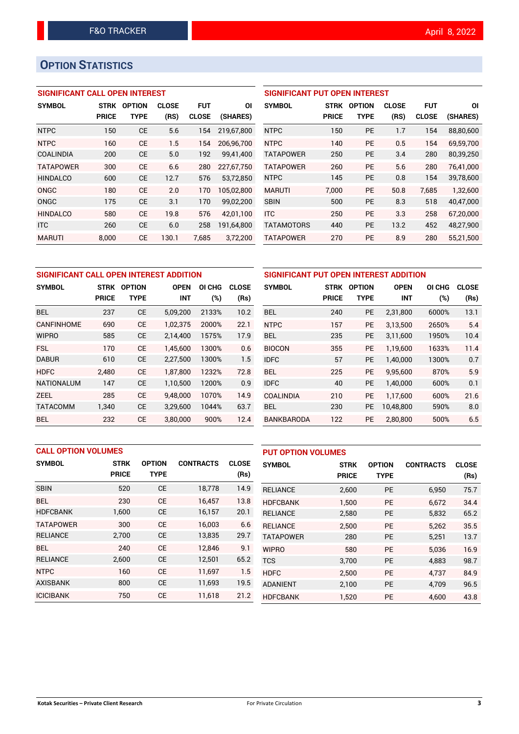## OPTION STATISTICS

### SIGNIFICANT CALL OPEN INTEREST

| SYMBOL | STRK PRICE | OPTION TYPE | CLOSE (RS) | FUT CLOSE | OI (SHARES) |
|---|---|---|---|---|---|
| NTPC | 150 | CE | 5.6 | 154 | 219,67,800 |
| NTPC | 160 | CE | 1.5 | 154 | 206,96,700 |
| COALINDIA | 200 | CE | 5.0 | 192 | 99,41,400 |
| TATAPOWER | 300 | CE | 6.6 | 280 | 227,67,750 |
| HINDALCO | 600 | CE | 12.7 | 576 | 53,72,850 |
| ONGC | 180 | CE | 2.0 | 170 | 105,02,800 |
| ONGC | 175 | CE | 3.1 | 170 | 99,02,200 |
| HINDALCO | 580 | CE | 19.8 | 576 | 42,01,100 |
| ITC | 260 | CE | 6.0 | 258 | 191,64,800 |
| MARUTI | 8,000 | CE | 130.1 | 7,685 | 3,72,200 |

### SIGNIFICANT PUT OPEN INTEREST

| SYMBOL | STRK PRICE | OPTION TYPE | CLOSE (RS) | FUT CLOSE | OI (SHARES) |
|---|---|---|---|---|---|
| NTPC | 150 | PE | 1.7 | 154 | 88,80,600 |
| NTPC | 140 | PE | 0.5 | 154 | 69,59,700 |
| TATAPOWER | 250 | PE | 3.4 | 280 | 80,39,250 |
| TATAPOWER | 260 | PE | 5.6 | 280 | 76,41,000 |
| NTPC | 145 | PE | 0.8 | 154 | 39,78,600 |
| MARUTI | 7,000 | PE | 50.8 | 7,685 | 1,32,600 |
| SBIN | 500 | PE | 8.3 | 518 | 40,47,000 |
| ITC | 250 | PE | 3.3 | 258 | 67,20,000 |
| TATAMOTORS | 440 | PE | 13.2 | 452 | 48,27,900 |
| TATAPOWER | 270 | PE | 8.9 | 280 | 55,21,500 |

### SIGNIFICANT CALL OPEN INTEREST ADDITION

| SYMBOL | STRK PRICE | OPTION TYPE | OPEN INT | OI CHG (%) | CLOSE (Rs) |
|---|---|---|---|---|---|
| BEL | 237 | CE | 5,09,200 | 2133% | 10.2 |
| CANFINHOME | 690 | CE | 1,02,375 | 2000% | 22.1 |
| WIPRO | 585 | CE | 2,14,400 | 1575% | 17.9 |
| FSL | 170 | CE | 1,45,600 | 1300% | 0.6 |
| DABUR | 610 | CE | 2,27,500 | 1300% | 1.5 |
| HDFC | 2,480 | CE | 1,87,800 | 1232% | 72.8 |
| NATIONALUM | 147 | CE | 1,10,500 | 1200% | 0.9 |
| ZEEL | 285 | CE | 9,48,000 | 1070% | 14.9 |
| TATACOMM | 1,340 | CE | 3,29,600 | 1044% | 63.7 |
| BEL | 232 | CE | 3,80,000 | 900% | 12.4 |

### SIGNIFICANT PUT OPEN INTEREST ADDITION

| SYMBOL | STRK PRICE | OPTION TYPE | OPEN INT | OI CHG (%) | CLOSE (Rs) |
|---|---|---|---|---|---|
| BEL | 240 | PE | 2,31,800 | 6000% | 13.1 |
| NTPC | 157 | PE | 3,13,500 | 2650% | 5.4 |
| BEL | 235 | PE | 3,11,600 | 1950% | 10.4 |
| BIOCON | 355 | PE | 1,19,600 | 1633% | 11.4 |
| IDFC | 57 | PE | 1,40,000 | 1300% | 0.7 |
| BEL | 225 | PE | 9,95,600 | 870% | 5.9 |
| IDFC | 40 | PE | 1,40,000 | 600% | 0.1 |
| COALINDIA | 210 | PE | 1,17,600 | 600% | 21.6 |
| BEL | 230 | PE | 10,48,800 | 590% | 8.0 |
| BANKBARODA | 122 | PE | 2,80,800 | 500% | 6.5 |

### CALL OPTION VOLUMES

| SYMBOL | STRK PRICE | OPTION TYPE | CONTRACTS | CLOSE (Rs) |
|---|---|---|---|---|
| SBIN | 520 | CE | 18,778 | 14.9 |
| BEL | 230 | CE | 16,457 | 13.8 |
| HDFCBANK | 1,600 | CE | 16,157 | 20.1 |
| TATAPOWER | 300 | CE | 16,003 | 6.6 |
| RELIANCE | 2,700 | CE | 13,835 | 29.7 |
| BEL | 240 | CE | 12,846 | 9.1 |
| RELIANCE | 2,600 | CE | 12,501 | 65.2 |
| NTPC | 160 | CE | 11,697 | 1.5 |
| AXISBANK | 800 | CE | 11,693 | 19.5 |
| ICICIBANK | 750 | CE | 11,618 | 21.2 |

### PUT OPTION VOLUMES

| SYMBOL | STRK PRICE | OPTION TYPE | CONTRACTS | CLOSE (Rs) |
|---|---|---|---|---|
| RELIANCE | 2,600 | PE | 6,950 | 75.7 |
| HDFCBANK | 1,500 | PE | 6,672 | 34.4 |
| RELIANCE | 2,580 | PE | 5,832 | 65.2 |
| RELIANCE | 2,500 | PE | 5,262 | 35.5 |
| TATAPOWER | 280 | PE | 5,251 | 13.7 |
| WIPRO | 580 | PE | 5,036 | 16.9 |
| TCS | 3,700 | PE | 4,883 | 98.7 |
| HDFC | 2,500 | PE | 4,737 | 84.9 |
| ADANIENT | 2,100 | PE | 4,709 | 96.5 |
| HDFCBANK | 1,520 | PE | 4,600 | 43.8 |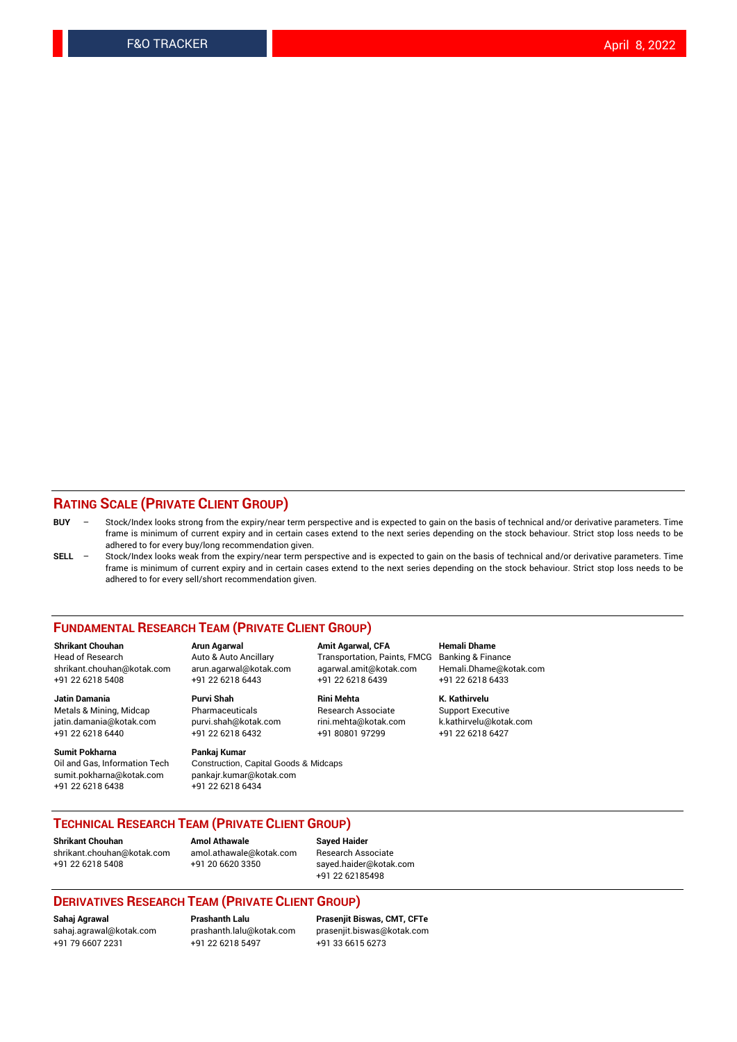## RATING SCALE (PRIVATE CLIENT GROUP)

**BUY** – Stock/Index looks strong from the expiry/near term perspective and is expected to gain on the basis of technical and/or derivative parameters. Time frame is minimum of current expiry and in certain cases extend to the next series depending on the stock behaviour. Strict stop loss needs to be adhered to for every buy/long recommendation given.

**SELL** – Stock/Index looks weak from the expiry/near term perspective and is expected to gain on the basis of technical and/or derivative parameters. Time frame is minimum of current expiry and in certain cases extend to the next series depending on the stock behaviour. Strict stop loss needs to be adhered to for every sell/short recommendation given.

## FUNDAMENTAL RESEARCH TEAM (PRIVATE CLIENT GROUP)

**Shrikant Chouhan**
Head of Research
shrikant.chouhan@kotak.com
+91 22 6218 5408

**Arun Agarwal**
Auto & Auto Ancillary
arun.agarwal@kotak.com
+91 22 6218 6443

**Amit Agarwal, CFA**
Transportation, Paints, FMCG
agarwal.amit@kotak.com
+91 22 6218 6439

**Hemali Dhame**
Banking & Finance
Hemali.Dhame@kotak.com
+91 22 6218 6433

**Jatin Damania**
Metals & Mining, Midcap
jatin.damania@kotak.com
+91 22 6218 6440

**Purvi Shah**
Pharmaceuticals
purvi.shah@kotak.com
+91 22 6218 6432

**Rini Mehta**
Research Associate
rini.mehta@kotak.com
+91 80801 97299

**K. Kathirvelu**
Support Executive
k.kathirvelu@kotak.com
+91 22 6218 6427

**Sumit Pokharna**
Oil and Gas, Information Tech
sumit.pokharna@kotak.com
+91 22 6218 6438

**Pankaj Kumar**
Construction, Capital Goods & Midcaps
pankajr.kumar@kotak.com
+91 22 6218 6434

## TECHNICAL RESEARCH TEAM (PRIVATE CLIENT GROUP)

**Shrikant Chouhan**
shrikant.chouhan@kotak.com
+91 22 6218 5408

**Amol Athawale**
amol.athawale@kotak.com
+91 20 6620 3350

**Sayed Haider**
Research Associate
sayed.haider@kotak.com
+91 22 62185498

## DERIVATIVES RESEARCH TEAM (PRIVATE CLIENT GROUP)

**Sahaj Agrawal**
sahaj.agrawal@kotak.com
+91 79 6607 2231

**Prashanth Lalu**
prashanth.lalu@kotak.com
+91 22 6218 5497

**Prasenjit Biswas, CMT, CFTe**
prasenjit.biswas@kotak.com
+91 33 6615 6273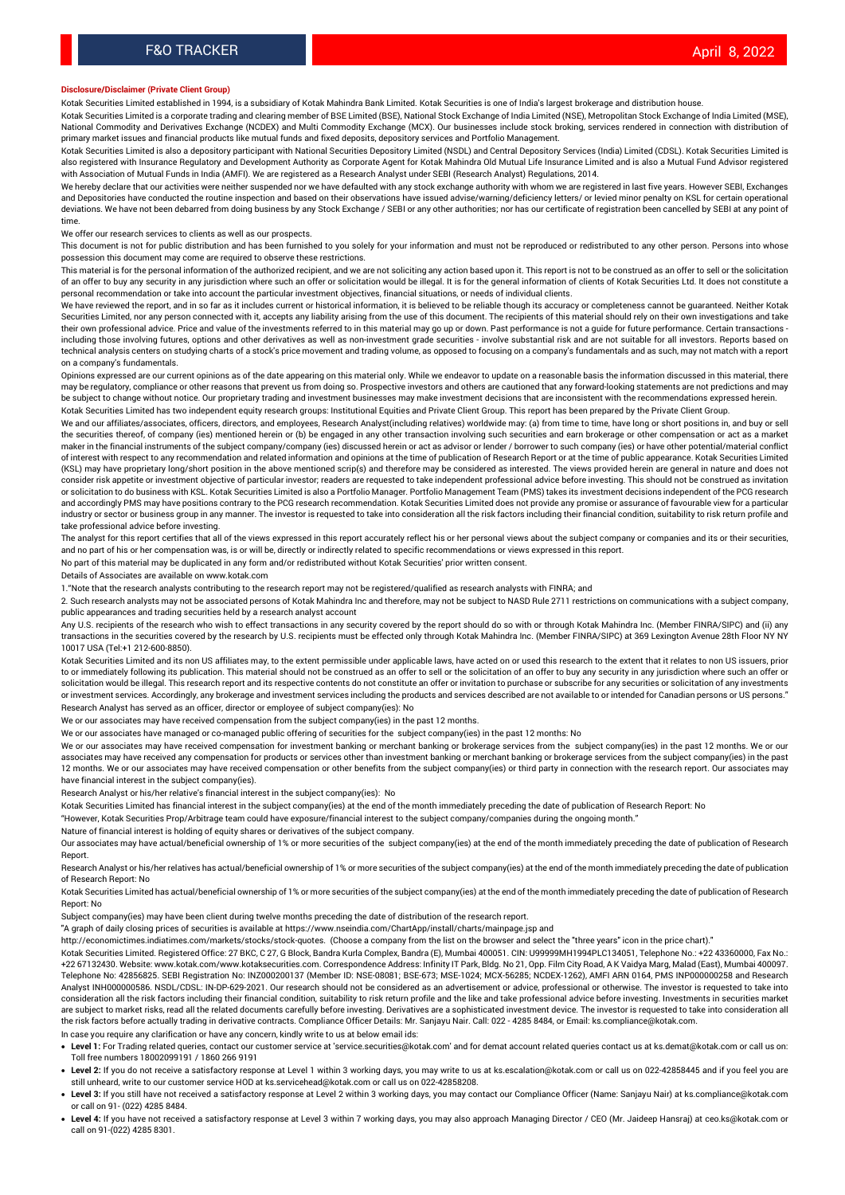**Disclosure/Disclaimer (Private Client Group)**

Kotak Securities Limited established in 1994, is a subsidiary of Kotak Mahindra Bank Limited. Kotak Securities is one of India's largest brokerage and distribution house.

Kotak Securities Limited is a corporate trading and clearing member of BSE Limited (BSE), National Stock Exchange of India Limited (NSE), Metropolitan Stock Exchange of India Limited (MSE), National Commodity and Derivatives Exchange (NCDEX) and Multi Commodity Exchange (MCX). Our businesses include stock broking, services rendered in connection with distribution of primary market issues and financial products like mutual funds and fixed deposits, depository services and Portfolio Management.

Kotak Securities Limited is also a depository participant with National Securities Depository Limited (NSDL) and Central Depository Services (India) Limited (CDSL). Kotak Securities Limited is also registered with Insurance Regulatory and Development Authority as Corporate Agent for Kotak Mahindra Old Mutual Life Insurance Limited and is also a Mutual Fund Advisor registered with Association of Mutual Funds in India (AMFI). We are registered as a Research Analyst under SEBI (Research Analyst) Regulations, 2014.

We hereby declare that our activities were neither suspended nor we have defaulted with any stock exchange authority with whom we are registered in last five years. However SEBI, Exchanges and Depositories have conducted the routine inspection and based on their observations have issued advise/warning/deficiency letters/ or levied minor penalty on KSL for certain operational deviations. We have not been debarred from doing business by any Stock Exchange / SEBI or any other authorities; nor has our certificate of registration been cancelled by SEBI at any point of time.

We offer our research services to clients as well as our prospects.

This document is not for public distribution and has been furnished to you solely for your information and must not be reproduced or redistributed to any other person. Persons into whose possession this document may come are required to observe these restrictions.

This material is for the personal information of the authorized recipient, and we are not soliciting any action based upon it. This report is not to be construed as an offer to sell or the solicitation of an offer to buy any security in any jurisdiction where such an offer or solicitation would be illegal. It is for the general information of clients of Kotak Securities Ltd. It does not constitute a personal recommendation or take into account the particular investment objectives, financial situations, or needs of individual clients.

We have reviewed the report, and in so far as it includes current or historical information, it is believed to be reliable though its accuracy or completeness cannot be guaranteed. Neither Kotak Securities Limited, nor any person connected with it, accepts any liability arising from the use of this document. The recipients of this material should rely on their own investigations and take their own professional advice. Price and value of the investments referred to in this material may go up or down. Past performance is not a guide for future performance. Certain transactions - including those involving futures, options and other derivatives as well as non-investment grade securities - involve substantial risk and are not suitable for all investors. Reports based on technical analysis centers on studying charts of a stock's price movement and trading volume, as opposed to focusing on a company's fundamentals and as such, may not match with a report on a company's fundamentals.

Opinions expressed are our current opinions as of the date appearing on this material only. While we endeavor to update on a reasonable basis the information discussed in this material, there may be regulatory, compliance or other reasons that prevent us from doing so. Prospective investors and others are cautioned that any forward-looking statements are not predictions and may be subject to change without notice. Our proprietary trading and investment businesses may make investment decisions that are inconsistent with the recommendations expressed herein.

Kotak Securities Limited has two independent equity research groups: Institutional Equities and Private Client Group. This report has been prepared by the Private Client Group.

We and our affiliates/associates, officers, directors, and employees, Research Analyst(including relatives) worldwide may: (a) from time to time, have long or short positions in, and buy or sell the securities thereof, of company (ies) mentioned herein or (b) be engaged in any other transaction involving such securities and earn brokerage or other compensation or act as a market maker in the financial instruments of the subject company/company (ies) discussed herein or act as advisor or lender / borrower to such company (ies) or have other potential/material conflict of interest with respect to any recommendation and related information and opinions at the time of publication of Research Report or at the time of public appearance. Kotak Securities Limited (KSL) may have proprietary long/short position in the above mentioned scrip(s) and therefore may be considered as interested. The views provided herein are general in nature and does not consider risk appetite or investment objective of particular investor; readers are requested to take independent professional advice before investing. This should not be construed as invitation or solicitation to do business with KSL. Kotak Securities Limited is also a Portfolio Manager. Portfolio Management Team (PMS) takes its investment decisions independent of the PCG research and accordingly PMS may have positions contrary to the PCG research recommendation. Kotak Securities Limited does not provide any promise or assurance of favourable view for a particular industry or sector or business group in any manner. The investor is requested to take into consideration all the risk factors including their financial condition, suitability to risk return profile and take professional advice before investing.

The analyst for this report certifies that all of the views expressed in this report accurately reflect his or her personal views about the subject company or companies and its or their securities, and no part of his or her compensation was, is or will be, directly or indirectly related to specific recommendations or views expressed in this report.

No part of this material may be duplicated in any form and/or redistributed without Kotak Securities' prior written consent.

Details of Associates are available on www.kotak.com

1."Note that the research analysts contributing to the research report may not be registered/qualified as research analysts with FINRA; and

2. Such research analysts may not be associated persons of Kotak Mahindra Inc and therefore, may not be subject to NASD Rule 2711 restrictions on communications with a subject company, public appearances and trading securities held by a research analyst account

Any U.S. recipients of the research who wish to effect transactions in any security covered by the report should do so with or through Kotak Mahindra Inc. (Member FINRA/SIPC) and (ii) any transactions in the securities covered by the research by U.S. recipients must be effected only through Kotak Mahindra Inc. (Member FINRA/SIPC) at 369 Lexington Avenue 28th Floor NY NY 10017 USA (Tel:+1 212-600-8850).

Kotak Securities Limited and its non US affiliates may, to the extent permissible under applicable laws, have acted on or used this research to the extent that it relates to non US issuers, prior to or immediately following its publication. This material should not be construed as an offer to sell or the solicitation of an offer to buy any security in any jurisdiction where such an offer or solicitation would be illegal. This research report and its respective contents do not constitute an offer or invitation to purchase or subscribe for any securities or solicitation of any investments or investment services. Accordingly, any brokerage and investment services including the products and services described are not available to or intended for Canadian persons or US persons."

Research Analyst has served as an officer, director or employee of subject company(ies): No

We or our associates may have received compensation from the subject company(ies) in the past 12 months.

We or our associates have managed or co-managed public offering of securities for the subject company(ies) in the past 12 months: No

We or our associates may have received compensation for investment banking or merchant banking or brokerage services from the subject company(ies) in the past 12 months. We or our associates may have received any compensation for products or services other than investment banking or merchant banking or brokerage services from the subject company(ies) in the past 12 months. We or our associates may have received compensation or other benefits from the subject company(ies) or third party in connection with the research report. Our associates may have financial interest in the subject company(ies).

Research Analyst or his/her relative's financial interest in the subject company(ies): No

Kotak Securities Limited has financial interest in the subject company(ies) at the end of the month immediately preceding the date of publication of Research Report: No

"However, Kotak Securities Prop/Arbitrage team could have exposure/financial interest to the subject company/companies during the ongoing month."

Nature of financial interest is holding of equity shares or derivatives of the subject company.

Our associates may have actual/beneficial ownership of 1% or more securities of the subject company(ies) at the end of the month immediately preceding the date of publication of Research Report.

Research Analyst or his/her relatives has actual/beneficial ownership of 1% or more securities of the subject company(ies) at the end of the month immediately preceding the date of publication of Research Report: No

Kotak Securities Limited has actual/beneficial ownership of 1% or more securities of the subject company(ies) at the end of the month immediately preceding the date of publication of Research Report: No

Subject company(ies) may have been client during twelve months preceding the date of distribution of the research report.

"A graph of daily closing prices of securities is available at https://www.nseindia.com/ChartApp/install/charts/mainpage.jsp and

http://economictimes.indiatimes.com/markets/stocks/stock-quotes. (Choose a company from the list on the browser and select the "three years" icon in the price chart)."

Kotak Securities Limited. Registered Office: 27 BKC, C 27, G Block, Bandra Kurla Complex, Bandra (E), Mumbai 400051. CIN: U99999MH1994PLC134051, Telephone No.: +22 43360000, Fax No.: +22 67132430. Website: www.kotak.com/www.kotaksecurities.com. Correspondence Address: Infinity IT Park, Bldg. No 21, Opp. Film City Road, A K Vaidya Marg, Malad (East), Mumbai 400097. Telephone No: 42856825. SEBI Registration No: INZ000200137 (Member ID: NSE-08081; BSE-673; MSE-1024; MCX-56285; NCDEX-1262), AMFI ARN 0164, PMS INP000000258 and Research Analyst INH000000586. NSDL/CDSL: IN-DP-629-2021. Our research should not be considered as an advertisement or advice, professional or otherwise. The investor is requested to take into consideration all the risk factors including their financial condition, suitability to risk return profile and the like and take professional advice before investing. Investments in securities market are subject to market risks, read all the related documents carefully before investing. Derivatives are a sophisticated investment device. The investor is requested to take into consideration all the risk factors before actually trading in derivative contracts. Compliance Officer Details: Mr. Sanjayu Nair. Call: 022 - 4285 8484, or Email: ks.compliance@kotak.com.

In case you require any clarification or have any concern, kindly write to us at below email ids:

- **Level 1:** For Trading related queries, contact our customer service at 'service.securities@kotak.com' and for demat account related queries contact us at ks.demat@kotak.com or call us on: Toll free numbers 18002099191 / 1860 266 9191
- **Level 2:** If you do not receive a satisfactory response at Level 1 within 3 working days, you may write to us at ks.escalation@kotak.com or call us on 022-42858445 and if you feel you are still unheard, write to our customer service HOD at ks.servicehead@kotak.com or call us on 022-42858208.
- **Level 3:** If you still have not received a satisfactory response at Level 2 within 3 working days, you may contact our Compliance Officer (Name: Sanjayu Nair) at ks.compliance@kotak.com or call on 91- (022) 4285 8484.
- **Level 4:** If you have not received a satisfactory response at Level 3 within 7 working days, you may also approach Managing Director / CEO (Mr. Jaideep Hansraj) at ceo.ks@kotak.com or call on 91-(022) 4285 8301.